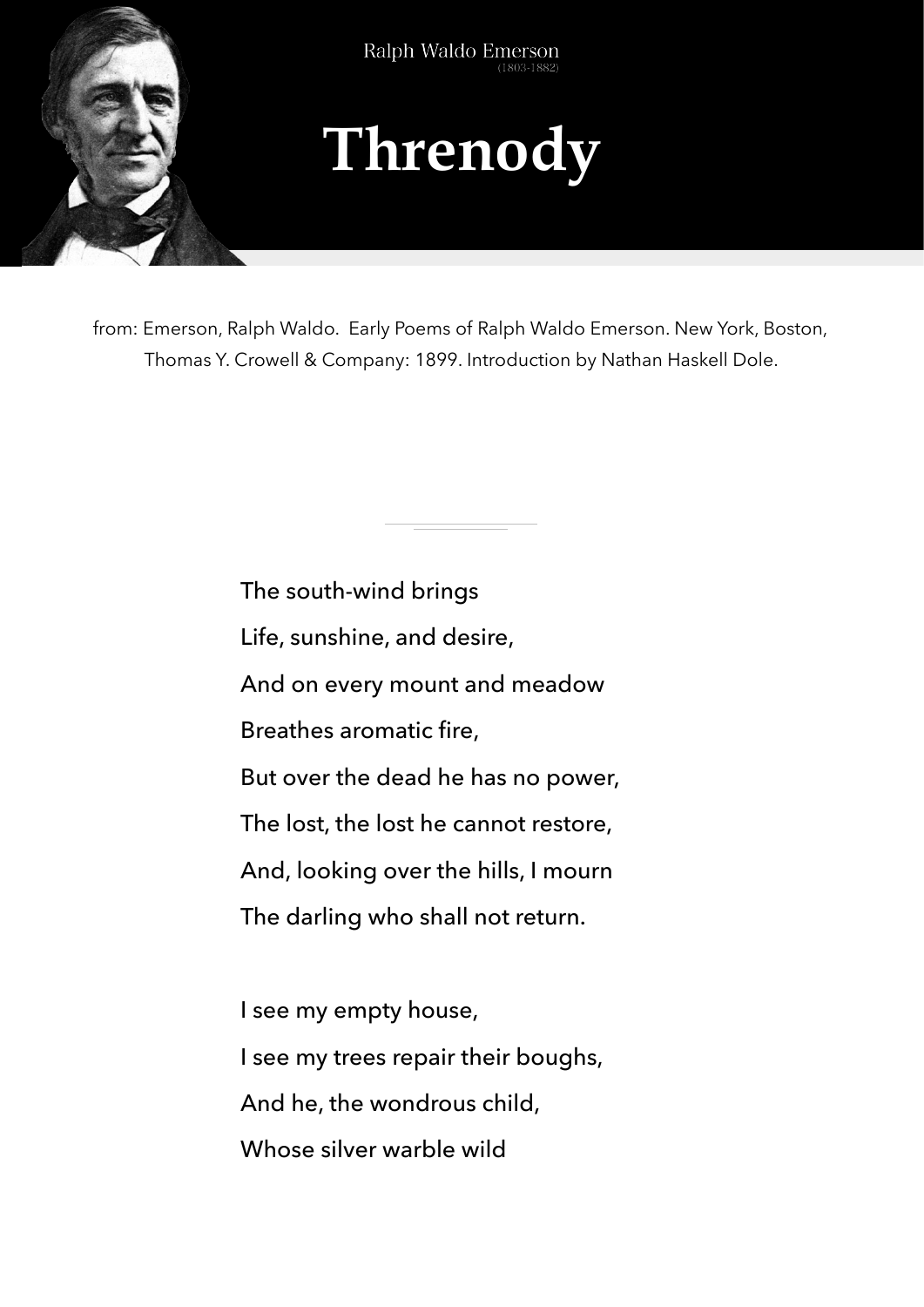Ralph Waldo Emerson
(1803-1882)

# Threnody

from: Emerson, Ralph Waldo. Early Poems of Ralph Waldo Emerson. New York, Boston, Thomas Y. Crowell & Company: 1899. Introduction by Nathan Haskell Dole.

---

The south-wind brings  
Life, sunshine, and desire,  
And on every mount and meadow  
Breathes aromatic fire,  
But over the dead he has no power,  
The lost, the lost he cannot restore,  
And, looking over the hills, I mourn  
The darling who shall not return.

I see my empty house,  
I see my trees repair their boughs,  
And he, the wondrous child,  
Whose silver warble wild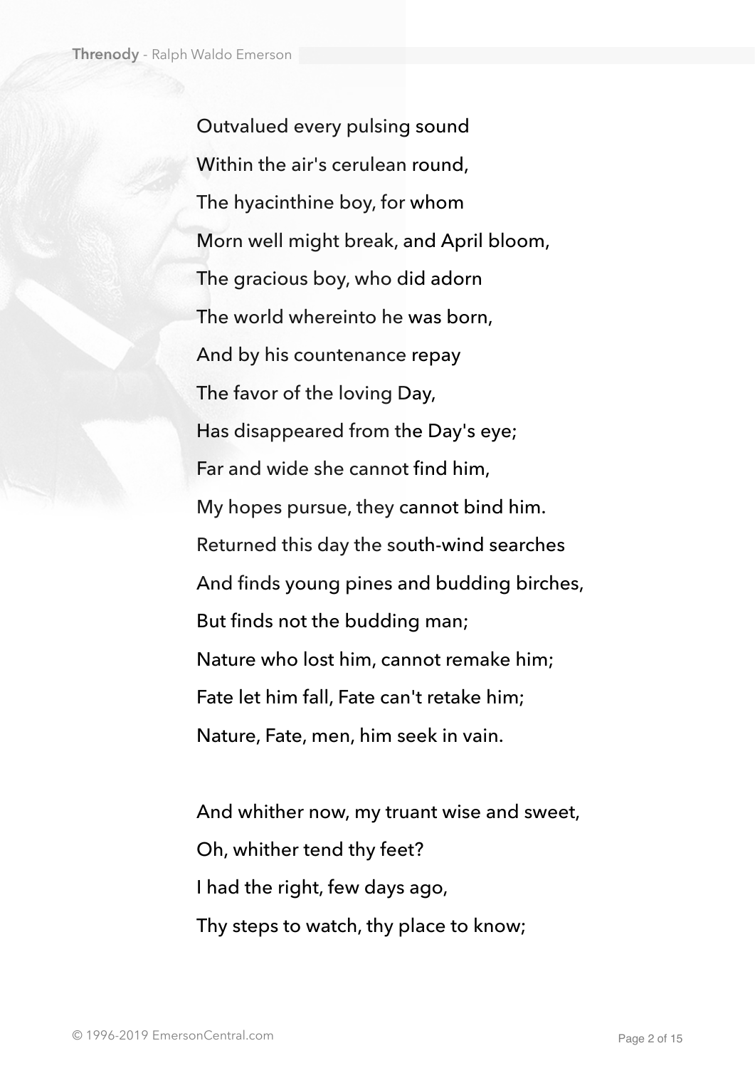Outvalued every pulsing sound  
Within the air's cerulean round,  
The hyacinthine boy, for whom  
Morn well might break, and April bloom,  
The gracious boy, who did adorn  
The world whereinto he was born,  
And by his countenance repay  
The favor of the loving Day,  
Has disappeared from the Day's eye;  
Far and wide she cannot find him,  
My hopes pursue, they cannot bind him.  
Returned this day the south-wind searches  
And finds young pines and budding birches,  
But finds not the budding man;  
Nature who lost him, cannot remake him;  
Fate let him fall, Fate can't retake him;  
Nature, Fate, men, him seek in vain.

And whither now, my truant wise and sweet,  
Oh, whither tend thy feet?  
I had the right, few days ago,  
Thy steps to watch, thy place to know;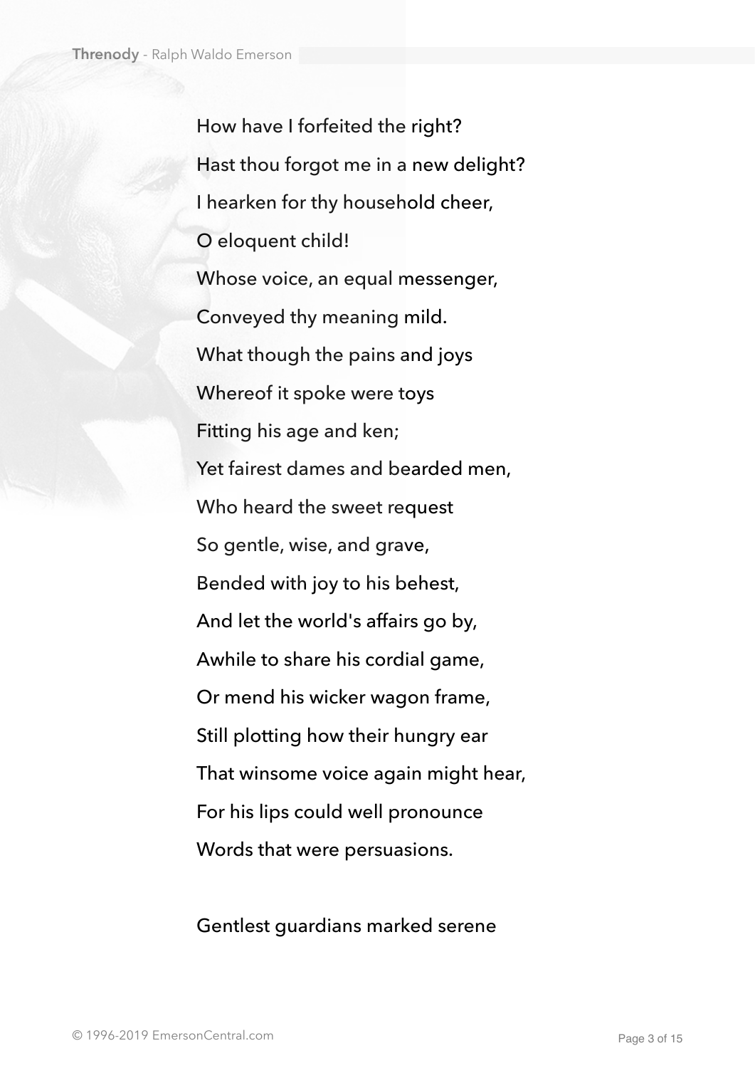How have I forfeited the right?  
Hast thou forgot me in a new delight?  
I hearken for thy household cheer,  
O eloquent child!  
Whose voice, an equal messenger,  
Conveyed thy meaning mild.  
What though the pains and joys  
Whereof it spoke were toys  
Fitting his age and ken;  
Yet fairest dames and bearded men,  
Who heard the sweet request  
So gentle, wise, and grave,  
Bended with joy to his behest,  
And let the world's affairs go by,  
Awhile to share his cordial game,  
Or mend his wicker wagon frame,  
Still plotting how their hungry ear  
That winsome voice again might hear,  
For his lips could well pronounce  
Words that were persuasions.

Gentlest guardians marked serene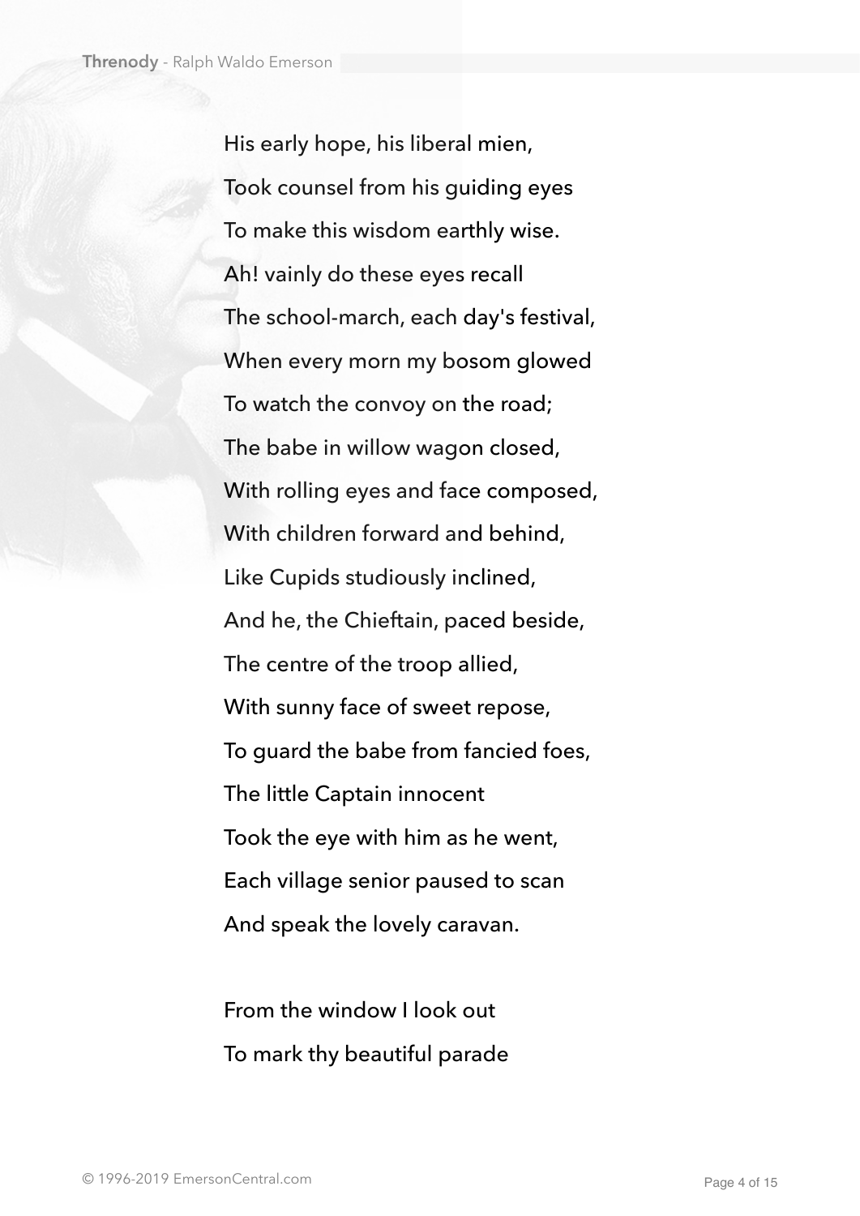His early hope, his liberal mien,  
Took counsel from his guiding eyes  
To make this wisdom earthly wise.  
Ah! vainly do these eyes recall  
The school-march, each day's festival,  
When every morn my bosom glowed  
To watch the convoy on the road;  
The babe in willow wagon closed,  
With rolling eyes and face composed,  
With children forward and behind,  
Like Cupids studiously inclined,  
And he, the Chieftain, paced beside,  
The centre of the troop allied,  
With sunny face of sweet repose,  
To guard the babe from fancied foes,  
The little Captain innocent  
Took the eye with him as he went,  
Each village senior paused to scan  
And speak the lovely caravan.

From the window I look out  
To mark thy beautiful parade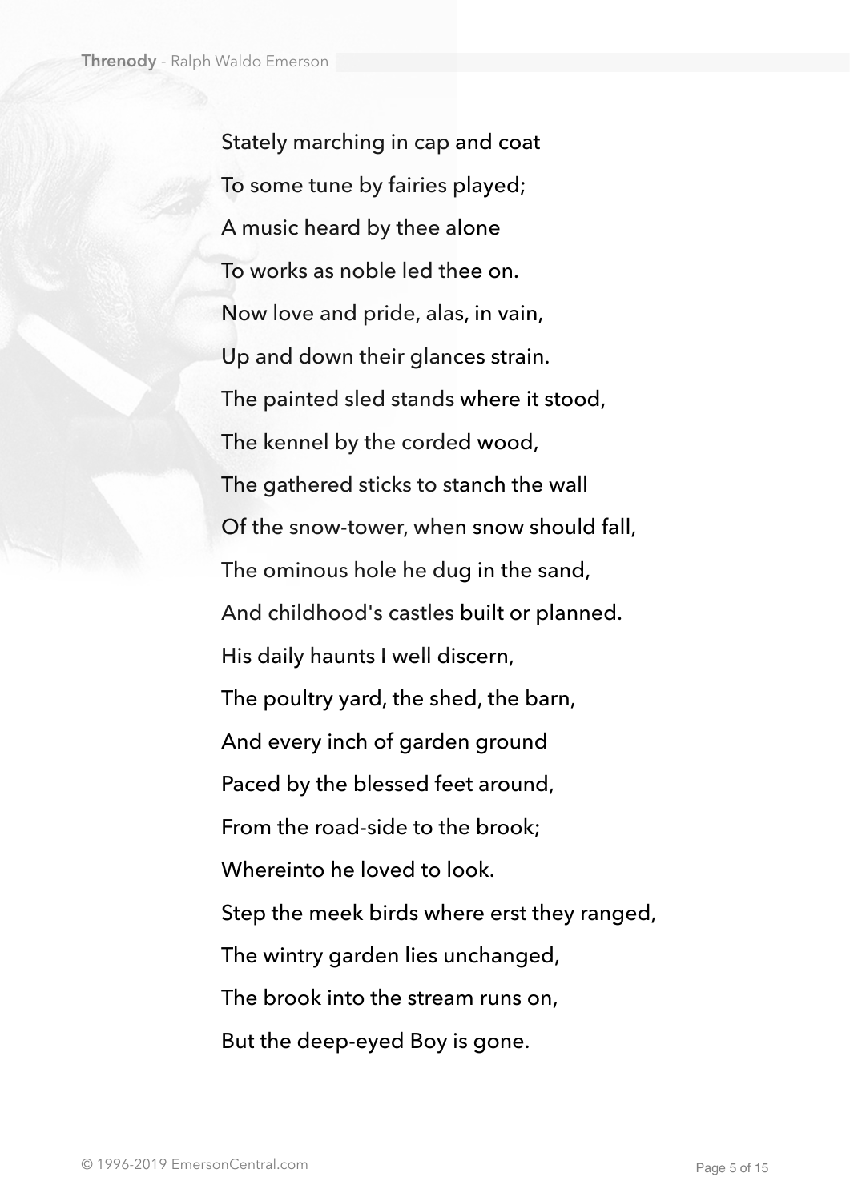Stately marching in cap and coat  
To some tune by fairies played;  
A music heard by thee alone  
To works as noble led thee on.  
Now love and pride, alas, in vain,  
Up and down their glances strain.  
The painted sled stands where it stood,  
The kennel by the corded wood,  
The gathered sticks to stanch the wall  
Of the snow-tower, when snow should fall,  
The ominous hole he dug in the sand,  
And childhood's castles built or planned.  
His daily haunts I well discern,  
The poultry yard, the shed, the barn,  
And every inch of garden ground  
Paced by the blessed feet around,  
From the road-side to the brook;  
Whereinto he loved to look.  
Step the meek birds where erst they ranged,  
The wintry garden lies unchanged,  
The brook into the stream runs on,  
But the deep-eyed Boy is gone.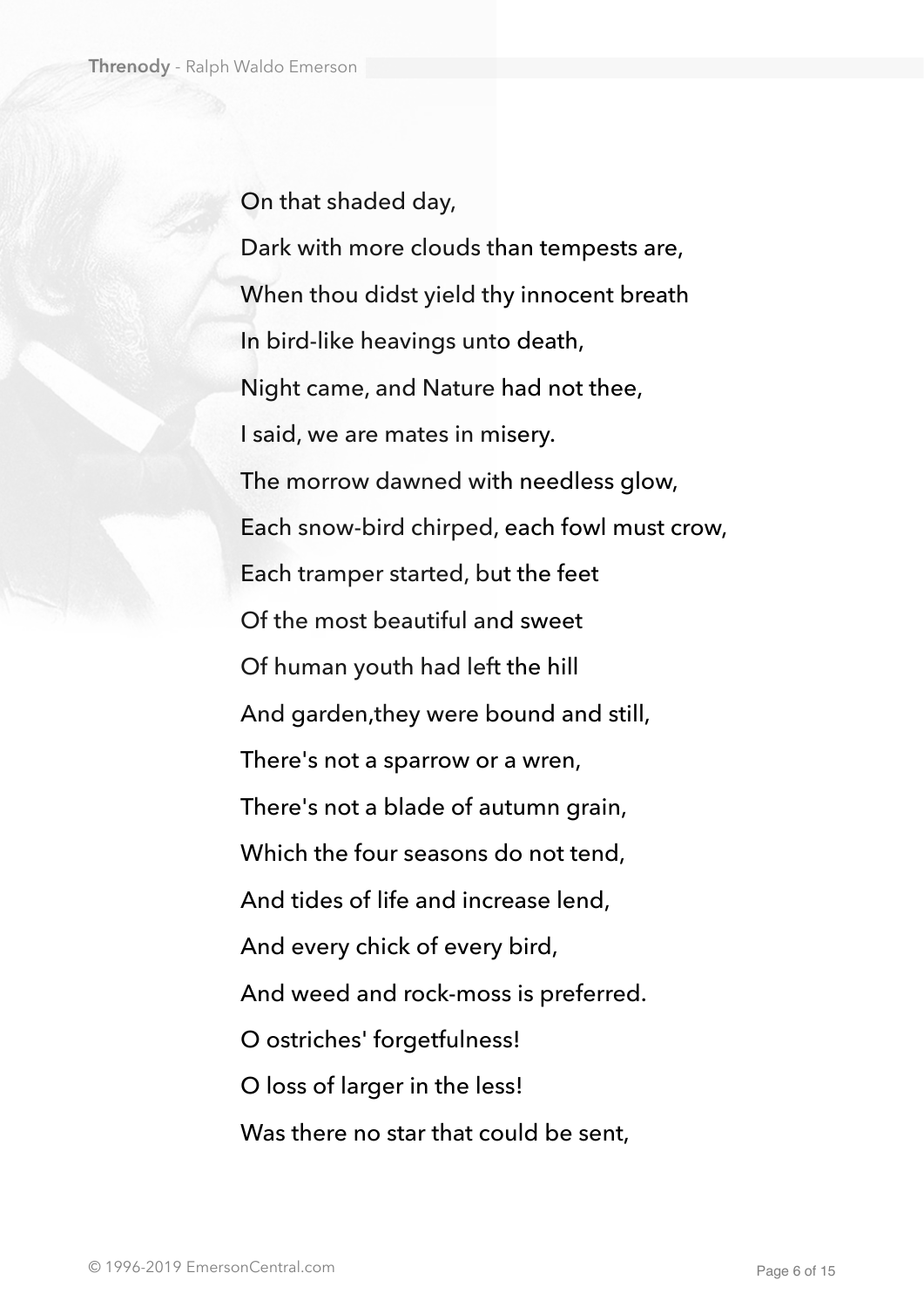On that shaded day,

Dark with more clouds than tempests are,

When thou didst yield thy innocent breath

In bird-like heavings unto death,

Night came, and Nature had not thee,

I said, we are mates in misery.

The morrow dawned with needless glow,

Each snow-bird chirped, each fowl must crow,

Each tramper started, but the feet

Of the most beautiful and sweet

Of human youth had left the hill

And garden,they were bound and still,

There's not a sparrow or a wren,

There's not a blade of autumn grain,

Which the four seasons do not tend,

And tides of life and increase lend,

And every chick of every bird,

And weed and rock-moss is preferred.

O ostriches' forgetfulness!

O loss of larger in the less!

Was there no star that could be sent,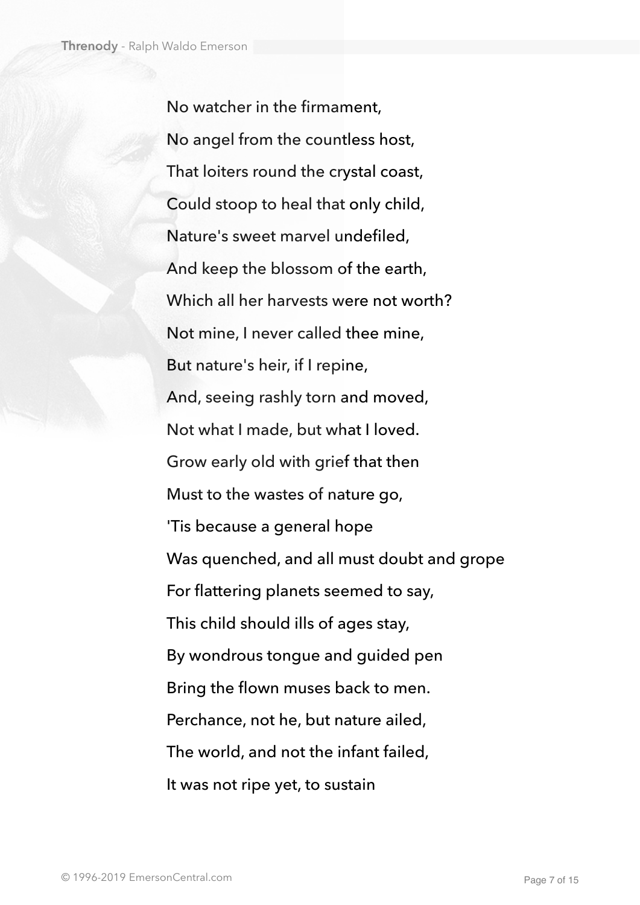No watcher in the firmament,  
No angel from the countless host,  
That loiters round the crystal coast,  
Could stoop to heal that only child,  
Nature's sweet marvel undefiled,  
And keep the blossom of the earth,  
Which all her harvests were not worth?  
Not mine, I never called thee mine,  
But nature's heir, if I repine,  
And, seeing rashly torn and moved,  
Not what I made, but what I loved.  
Grow early old with grief that then  
Must to the wastes of nature go,  
'Tis because a general hope  
Was quenched, and all must doubt and grope  
For flattering planets seemed to say,  
This child should ills of ages stay,  
By wondrous tongue and guided pen  
Bring the flown muses back to men.  
Perchance, not he, but nature ailed,  
The world, and not the infant failed,  
It was not ripe yet, to sustain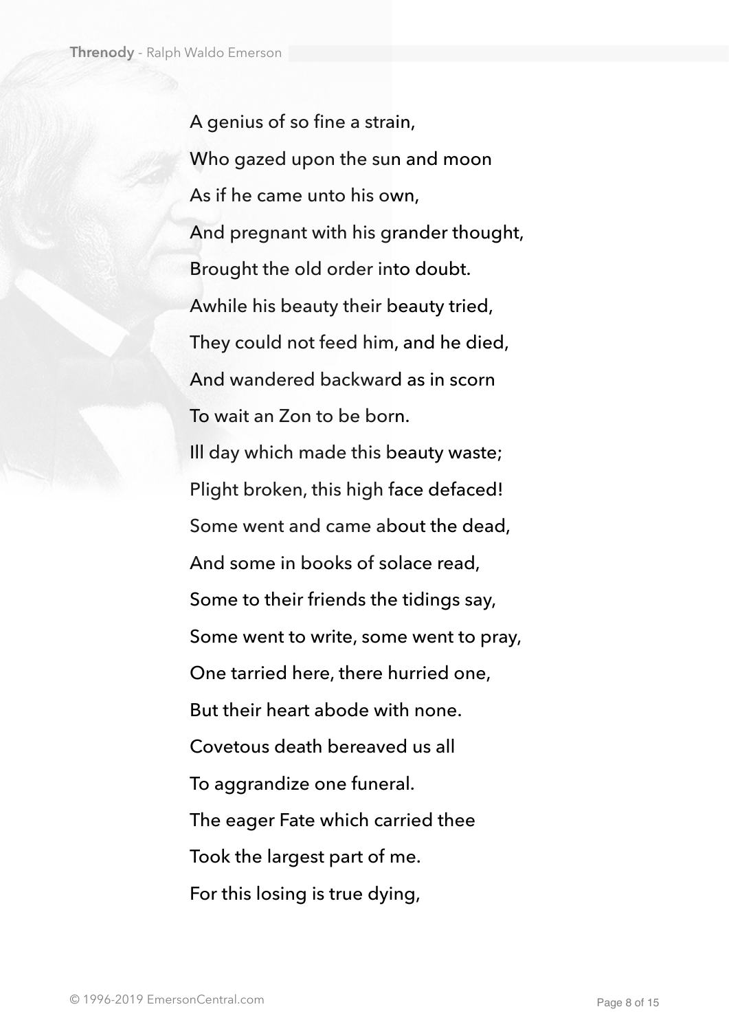A genius of so fine a strain,  
Who gazed upon the sun and moon  
As if he came unto his own,  
And pregnant with his grander thought,  
Brought the old order into doubt.  
Awhile his beauty their beauty tried,  
They could not feed him, and he died,  
And wandered backward as in scorn  
To wait an Zon to be born.  
Ill day which made this beauty waste;  
Plight broken, this high face defaced!  
Some went and came about the dead,  
And some in books of solace read,  
Some to their friends the tidings say,  
Some went to write, some went to pray,  
One tarried here, there hurried one,  
But their heart abode with none.  
Covetous death bereaved us all  
To aggrandize one funeral.  
The eager Fate which carried thee  
Took the largest part of me.  
For this losing is true dying,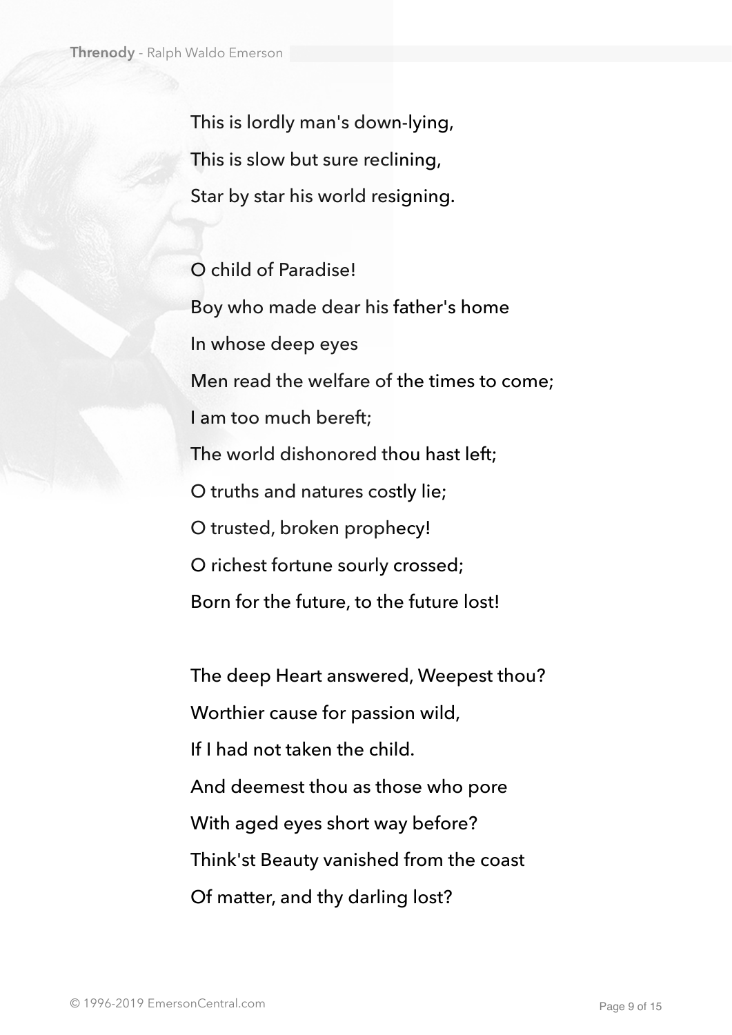This is lordly man's down-lying,  
This is slow but sure reclining,  
Star by star his world resigning.

O child of Paradise!  
Boy who made dear his father's home  
In whose deep eyes  
Men read the welfare of the times to come;  
I am too much bereft;  
The world dishonored thou hast left;  
O truths and natures costly lie;  
O trusted, broken prophecy!  
O richest fortune sourly crossed;  
Born for the future, to the future lost!

The deep Heart answered, Weepest thou?  
Worthier cause for passion wild,  
If I had not taken the child.  
And deemest thou as those who pore  
With aged eyes short way before?  
Think'st Beauty vanished from the coast  
Of matter, and thy darling lost?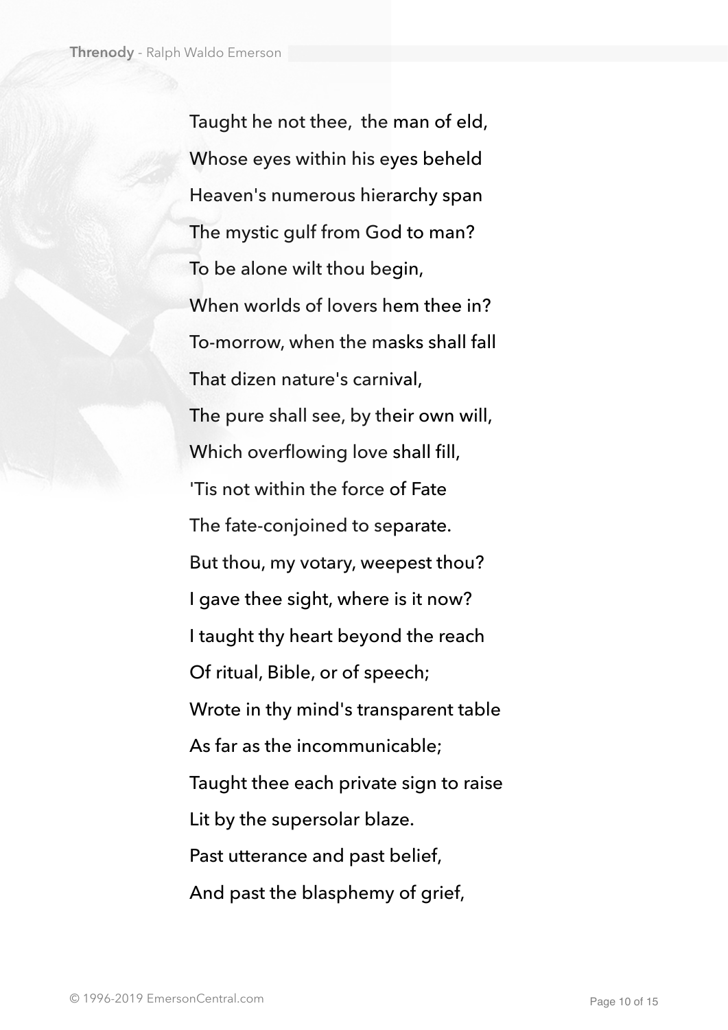Taught he not thee, the man of eld,  
Whose eyes within his eyes beheld  
Heaven's numerous hierarchy span  
The mystic gulf from God to man?  
To be alone wilt thou begin,  
When worlds of lovers hem thee in?  
To-morrow, when the masks shall fall  
That dizen nature's carnival,  
The pure shall see, by their own will,  
Which overflowing love shall fill,  
'Tis not within the force of Fate  
The fate-conjoined to separate.  
But thou, my votary, weepest thou?  
I gave thee sight, where is it now?  
I taught thy heart beyond the reach  
Of ritual, Bible, or of speech;  
Wrote in thy mind's transparent table  
As far as the incommunicable;  
Taught thee each private sign to raise  
Lit by the supersolar blaze.  
Past utterance and past belief,  
And past the blasphemy of grief,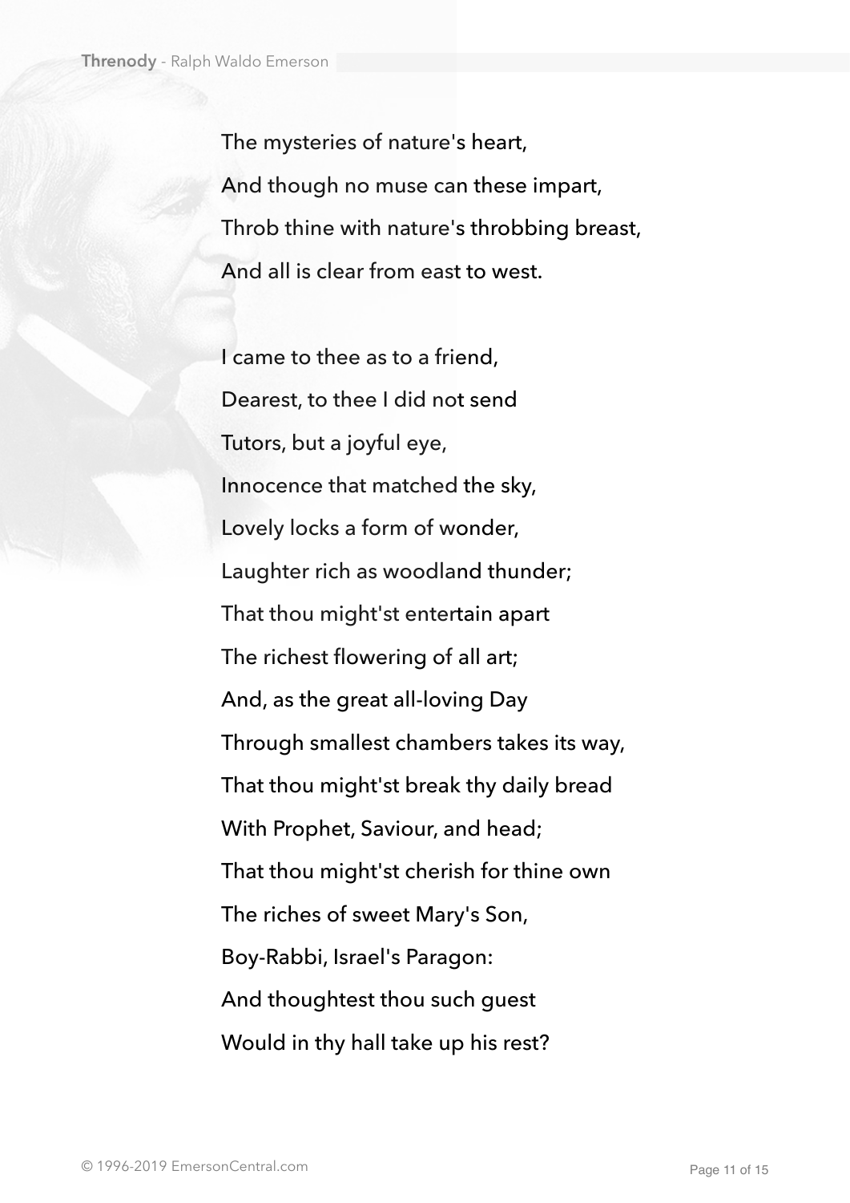The mysteries of nature's heart,  
And though no muse can these impart,  
Throb thine with nature's throbbing breast,  
And all is clear from east to west.

I came to thee as to a friend,  
Dearest, to thee I did not send  
Tutors, but a joyful eye,  
Innocence that matched the sky,  
Lovely locks a form of wonder,  
Laughter rich as woodland thunder;  
That thou might'st entertain apart  
The richest flowering of all art;  
And, as the great all-loving Day  
Through smallest chambers takes its way,  
That thou might'st break thy daily bread  
With Prophet, Saviour, and head;  
That thou might'st cherish for thine own  
The riches of sweet Mary's Son,  
Boy-Rabbi, Israel's Paragon:  
And thoughtest thou such guest  
Would in thy hall take up his rest?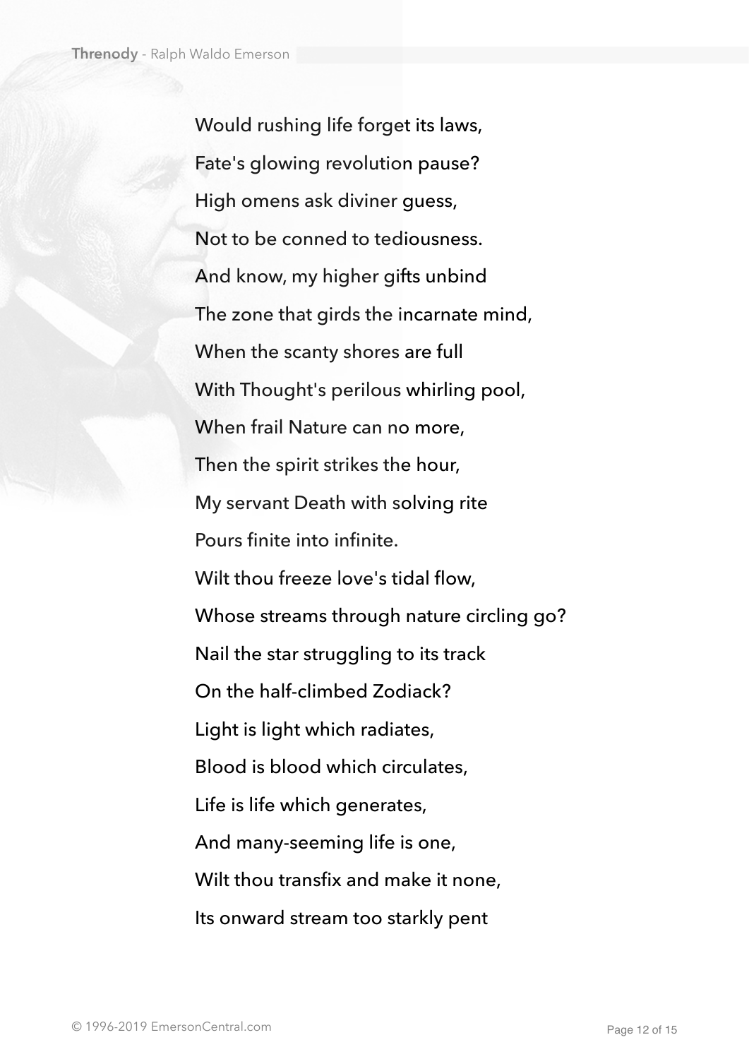Would rushing life forget its laws,  
Fate's glowing revolution pause?  
High omens ask diviner guess,  
Not to be conned to tediousness.  
And know, my higher gifts unbind  
The zone that girds the incarnate mind,  
When the scanty shores are full  
With Thought's perilous whirling pool,  
When frail Nature can no more,  
Then the spirit strikes the hour,  
My servant Death with solving rite  
Pours finite into infinite.  
Wilt thou freeze love's tidal flow,  
Whose streams through nature circling go?  
Nail the star struggling to its track  
On the half-climbed Zodiack?  
Light is light which radiates,  
Blood is blood which circulates,  
Life is life which generates,  
And many-seeming life is one,  
Wilt thou transfix and make it none,  
Its onward stream too starkly pent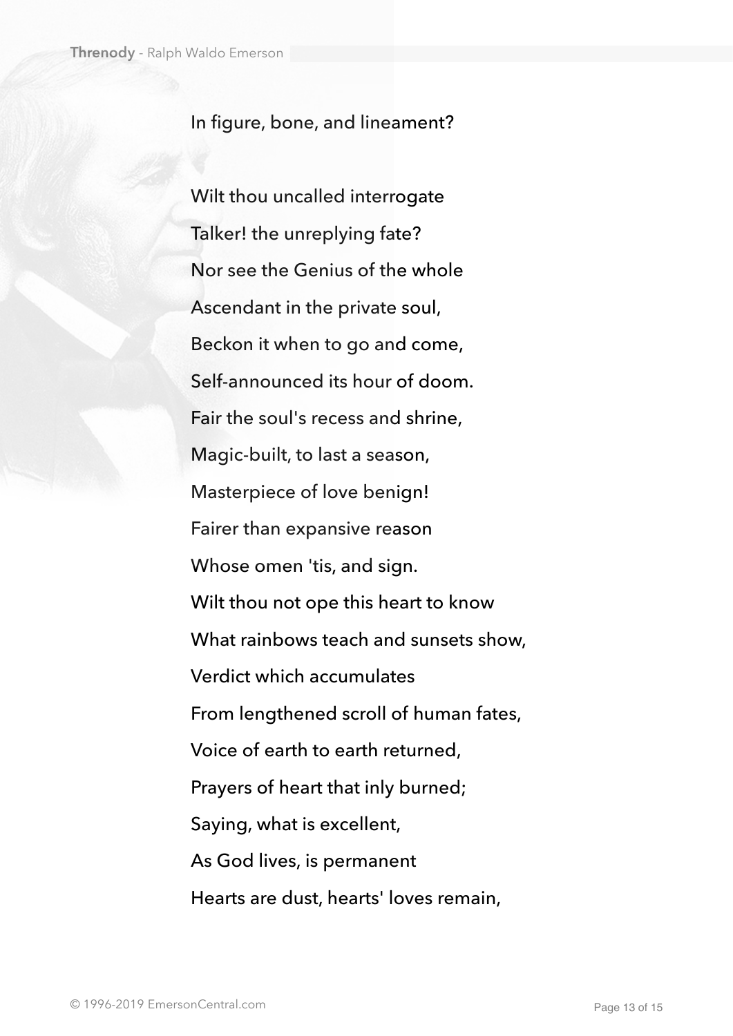In figure, bone, and lineament?

Wilt thou uncalled interrogate  
Talker! the unreplying fate?  
Nor see the Genius of the whole  
Ascendant in the private soul,  
Beckon it when to go and come,  
Self-announced its hour of doom.  
Fair the soul's recess and shrine,  
Magic-built, to last a season,  
Masterpiece of love benign!  
Fairer than expansive reason  
Whose omen 'tis, and sign.  
Wilt thou not ope this heart to know  
What rainbows teach and sunsets show,  
Verdict which accumulates  
From lengthened scroll of human fates,  
Voice of earth to earth returned,  
Prayers of heart that inly burned;  
Saying, what is excellent,  
As God lives, is permanent  
Hearts are dust, hearts' loves remain,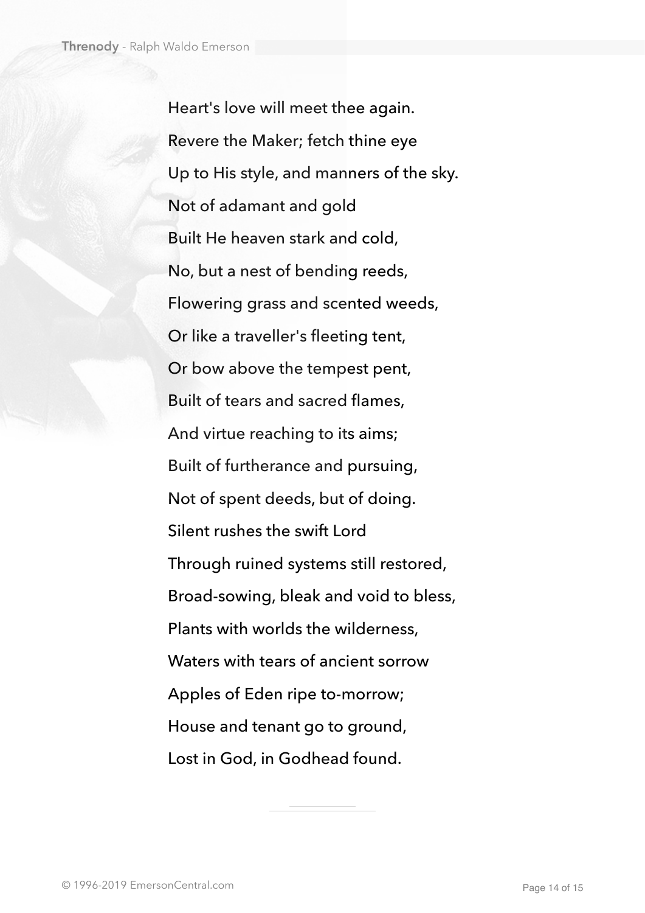Heart's love will meet thee again.  
Revere the Maker; fetch thine eye  
Up to His style, and manners of the sky.  
Not of adamant and gold  
Built He heaven stark and cold,  
No, but a nest of bending reeds,  
Flowering grass and scented weeds,  
Or like a traveller's fleeting tent,  
Or bow above the tempest pent,  
Built of tears and sacred flames,  
And virtue reaching to its aims;  
Built of furtherance and pursuing,  
Not of spent deeds, but of doing.  
Silent rushes the swift Lord  
Through ruined systems still restored,  
Broad-sowing, bleak and void to bless,  
Plants with worlds the wilderness,  
Waters with tears of ancient sorrow  
Apples of Eden ripe to-morrow;  
House and tenant go to ground,  
Lost in God, in Godhead found.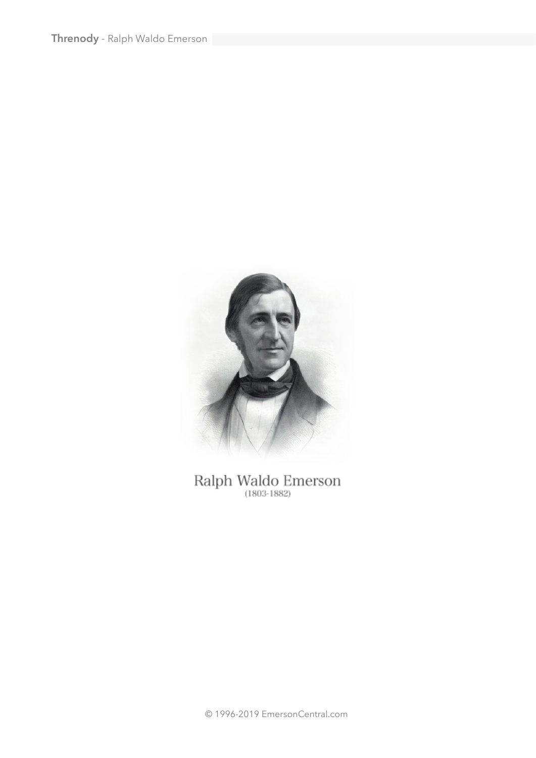Ralph Waldo Emerson
(1803-1882)